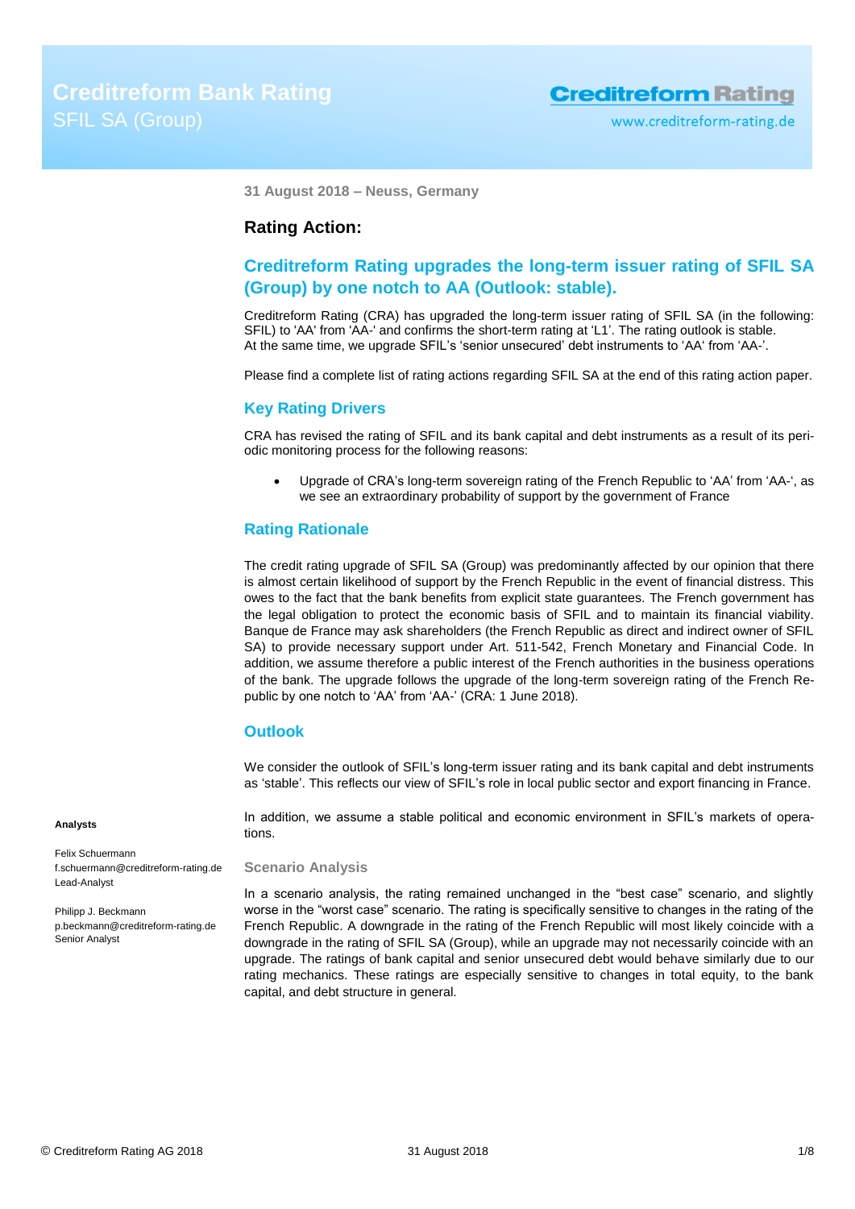# Creditreform Bank Rating

SFIL SA (Group)

**Creditreform Rating**

www.creditreform-rating.de

**31 August 2018 – Neuss, Germany**

## Rating Action:

## Creditreform Rating upgrades the long-term issuer rating of SFIL SA (Group) by one notch to AA (Outlook: stable).

Creditreform Rating (CRA) has upgraded the long-term issuer rating of SFIL SA (in the following: SFIL) to 'AA' from 'AA-' and confirms the short-term rating at 'L1'. The rating outlook is stable. At the same time, we upgrade SFIL's 'senior unsecured' debt instruments to 'AA' from 'AA-'.

Please find a complete list of rating actions regarding SFIL SA at the end of this rating action paper.

### Key Rating Drivers

CRA has revised the rating of SFIL and its bank capital and debt instruments as a result of its periodic monitoring process for the following reasons:

- Upgrade of CRA's long-term sovereign rating of the French Republic to 'AA' from 'AA-', as we see an extraordinary probability of support by the government of France

### Rating Rationale

The credit rating upgrade of SFIL SA (Group) was predominantly affected by our opinion that there is almost certain likelihood of support by the French Republic in the event of financial distress. This owes to the fact that the bank benefits from explicit state guarantees. The French government has the legal obligation to protect the economic basis of SFIL and to maintain its financial viability. Banque de France may ask shareholders (the French Republic as direct and indirect owner of SFIL SA) to provide necessary support under Art. 511-542, French Monetary and Financial Code. In addition, we assume therefore a public interest of the French authorities in the business operations of the bank. The upgrade follows the upgrade of the long-term sovereign rating of the French Republic by one notch to 'AA' from 'AA-' (CRA: 1 June 2018).

### Outlook

We consider the outlook of SFIL's long-term issuer rating and its bank capital and debt instruments as 'stable'. This reflects our view of SFIL's role in local public sector and export financing in France.

In addition, we assume a stable political and economic environment in SFIL's markets of operations.

#### Scenario Analysis

In a scenario analysis, the rating remained unchanged in the "best case" scenario, and slightly worse in the "worst case" scenario. The rating is specifically sensitive to changes in the rating of the French Republic. A downgrade in the rating of the French Republic will most likely coincide with a downgrade in the rating of SFIL SA (Group), while an upgrade may not necessarily coincide with an upgrade. The ratings of bank capital and senior unsecured debt would behave similarly due to our rating mechanics. These ratings are especially sensitive to changes in total equity, to the bank capital, and debt structure in general.

**Analysts**

Felix Schuermann
f.schuermann@creditreform-rating.de
Lead-Analyst

Philipp J. Beckmann
p.beckmann@creditreform-rating.de
Senior Analyst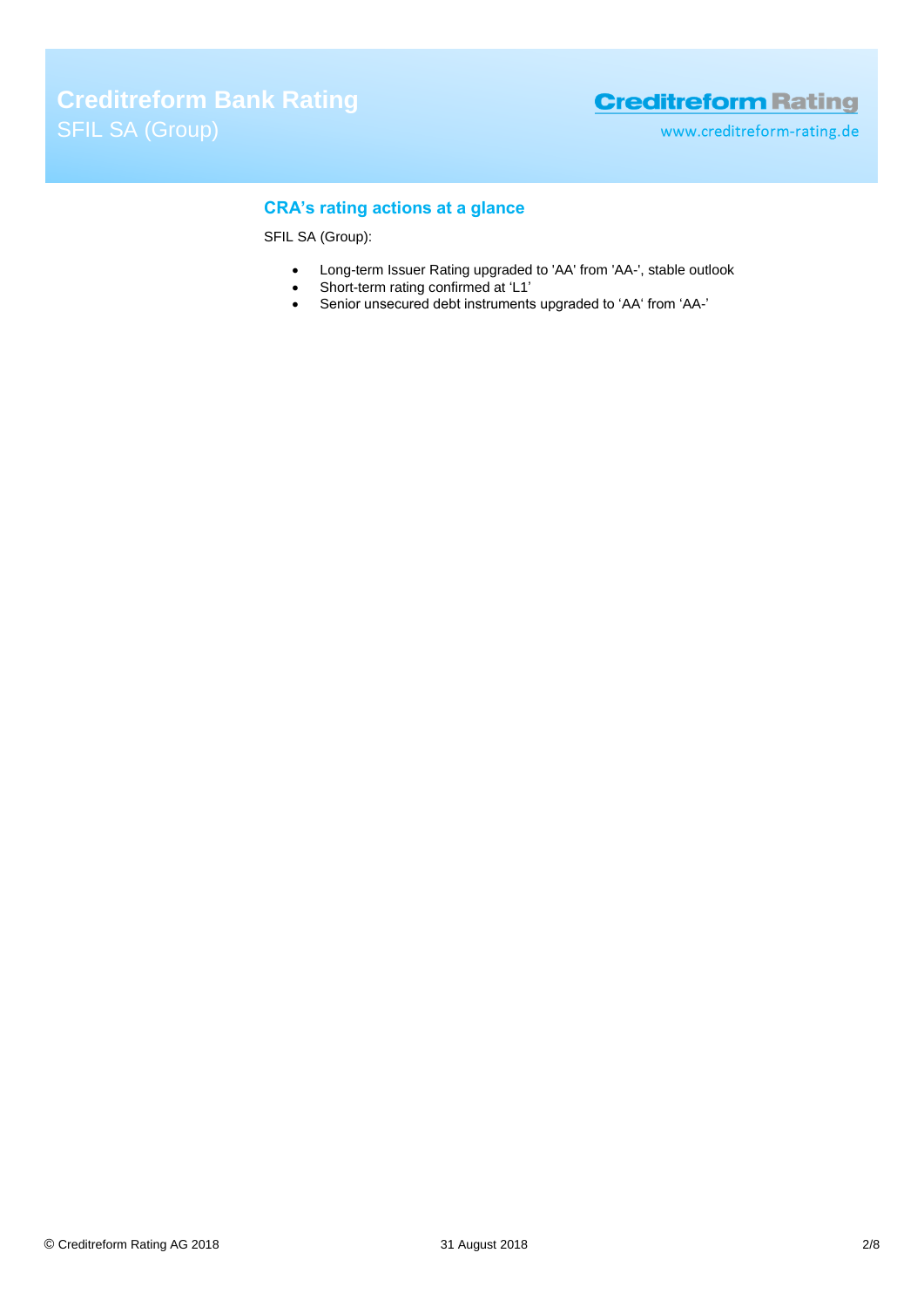## CRA's rating actions at a glance

SFIL SA (Group):

- Long-term Issuer Rating upgraded to 'AA' from 'AA-', stable outlook
- Short-term rating confirmed at 'L1'
- Senior unsecured debt instruments upgraded to 'AA' from 'AA-'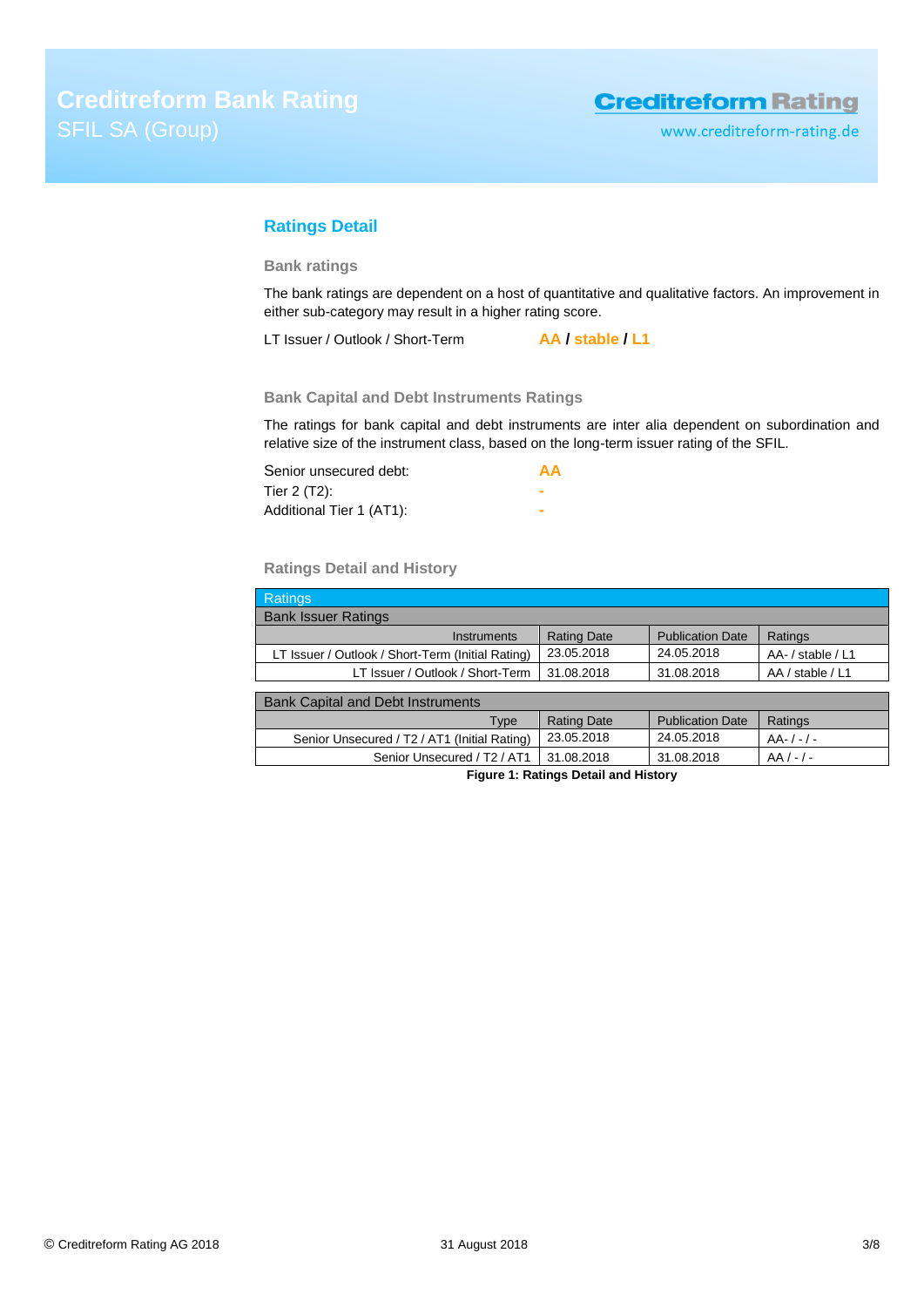## Ratings Detail

### Bank ratings

The bank ratings are dependent on a host of quantitative and qualitative factors. An improvement in either sub-category may result in a higher rating score.

LT Issuer / Outlook / Short-Term **AA / stable / L1**

### Bank Capital and Debt Instruments Ratings

The ratings for bank capital and debt instruments are inter alia dependent on subordination and relative size of the instrument class, based on the long-term issuer rating of the SFIL.

| | |
|---|---|
| Senior unsecured debt: | **AA** |
| Tier 2 (T2): | **-** |
| Additional Tier 1 (AT1): | **-** |

### Ratings Detail and History

| Ratings | | | |
|---|---|---|---|
| **Bank Issuer Ratings** | | | |
| Instruments | Rating Date | Publication Date | Ratings |
| LT Issuer / Outlook / Short-Term (Initial Rating) | 23.05.2018 | 24.05.2018 | AA- / stable / L1 |
| LT Issuer / Outlook / Short-Term | 31.08.2018 | 31.08.2018 | AA / stable / L1 |
| **Bank Capital and Debt Instruments** | | | |
| Type | Rating Date | Publication Date | Ratings |
| Senior Unsecured / T2 / AT1 (Initial Rating) | 23.05.2018 | 24.05.2018 | AA- / - / - |
| Senior Unsecured / T2 / AT1 | 31.08.2018 | 31.08.2018 | AA / - / - |

**Figure 1: Ratings Detail and History**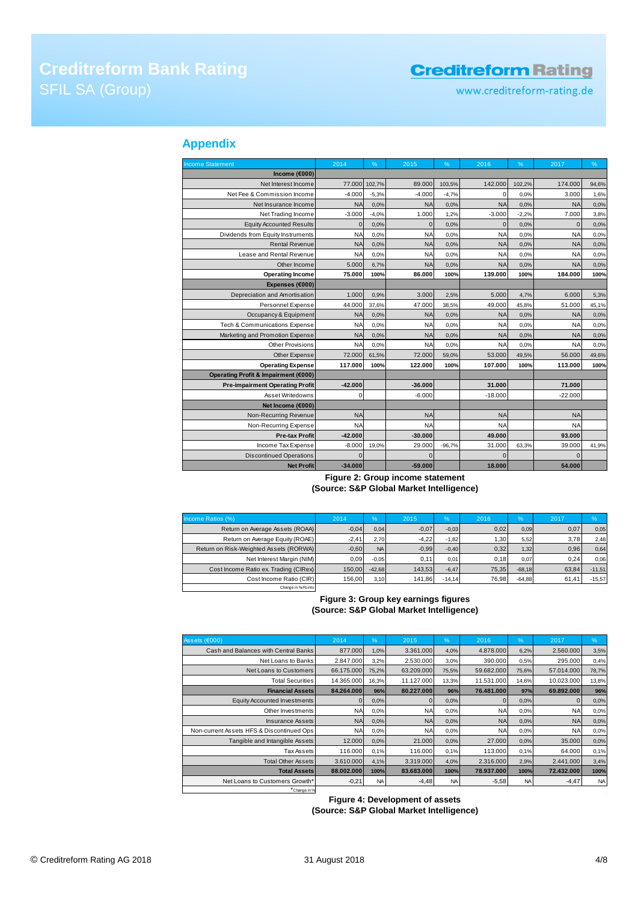## Appendix

| Income Statement | 2014 | % | 2015 | % | 2016 | % | 2017 | % |
|---|---|---|---|---|---|---|---|---|
| **Income (€000)** | | | | | | | | |
| Net Interest Income | 77.000 | 102,7% | 89.000 | 103,5% | 142.000 | 102,2% | 174.000 | 94,6% |
| Net Fee & Commission Income | -4.000 | -5,3% | -4.000 | -4,7% | 0 | 0,0% | 3.000 | 1,6% |
| Net Insurance Income | NA | 0,0% | NA | 0,0% | NA | 0,0% | NA | 0,0% |
| Net Trading Income | -3.000 | -4,0% | 1.000 | 1,2% | -3.000 | -2,2% | 7.000 | 3,8% |
| Equity Accounted Results | 0 | 0,0% | 0 | 0,0% | 0 | 0,0% | 0 | 0,0% |
| Dividends from Equity Instruments | NA | 0,0% | NA | 0,0% | NA | 0,0% | NA | 0,0% |
| Rental Revenue | NA | 0,0% | NA | 0,0% | NA | 0,0% | NA | 0,0% |
| Lease and Rental Revenue | NA | 0,0% | NA | 0,0% | NA | 0,0% | NA | 0,0% |
| Other Income | 5.000 | 6,7% | NA | 0,0% | NA | 0,0% | NA | 0,0% |
| **Operating Income** | **75.000** | **100%** | **86.000** | **100%** | **139.000** | **100%** | **184.000** | **100%** |
| **Expenses (€000)** | | | | | | | | |
| Depreciation and Amortisation | 1.000 | 0,9% | 3.000 | 2,5% | 5.000 | 4,7% | 6.000 | 5,3% |
| Personnel Expense | 44.000 | 37,6% | 47.000 | 38,5% | 49.000 | 45,8% | 51.000 | 45,1% |
| Occupancy & Equipment | NA | 0,0% | NA | 0,0% | NA | 0,0% | NA | 0,0% |
| Tech & Communications Expense | NA | 0,0% | NA | 0,0% | NA | 0,0% | NA | 0,0% |
| Marketing and Promotion Expense | NA | 0,0% | NA | 0,0% | NA | 0,0% | NA | 0,0% |
| Other Provisions | NA | 0,0% | NA | 0,0% | NA | 0,0% | NA | 0,0% |
| Other Expense | 72.000 | 61,5% | 72.000 | 59,0% | 53.000 | 49,5% | 56.000 | 49,6% |
| **Operating Expense** | **117.000** | **100%** | **122.000** | **100%** | **107.000** | **100%** | **113.000** | **100%** |
| **Operating Profit & Impairment (€000)** | | | | | | | | |
| **Pre-impairment Operating Profit** | **-42.000** | | **-36.000** | | **31.000** | | **71.000** | |
| Asset Writedowns | 0 | | -6.000 | | -18.000 | | -22.000 | |
| **Net Income (€000)** | | | | | | | | |
| Non-Recurring Revenue | NA | | NA | | NA | | NA | |
| Non-Recurring Expense | NA | | NA | | NA | | NA | |
| **Pre-tax Profit** | **-42.000** | | **-30.000** | | **49.000** | | **93.000** | |
| Income Tax Expense | -8.000 | 19,0% | 29.000 | -96,7% | 31.000 | 63,3% | 39.000 | 41,9% |
| Discontinued Operations | 0 | | 0 | | 0 | | 0 | |
| **Net Profit** | **-34.000** | | **-59.000** | | **18.000** | | **54.000** | |

**Figure 2: Group income statement**
**(Source: S&P Global Market Intelligence)**

| Income Ratios (%) | 2014 | % | 2015 | % | 2016 | % | 2017 | % |
|---|---|---|---|---|---|---|---|---|
| Return on Average Assets (ROAA) | -0,04 | 0,04 | -0,07 | -0,03 | 0,02 | 0,09 | 0,07 | 0,05 |
| Return on Average Equity (ROAE) | -2,41 | 2,70 | -4,22 | -1,82 | 1,30 | 5,52 | 3,78 | 2,48 |
| Return on Risk-Weighted Assets (RORWA) | -0,60 | NA | -0,99 | -0,40 | 0,32 | 1,32 | 0,96 | 0,64 |
| Net Interest Margin (NIM) | 0,09 | -0,05 | 0,11 | 0,01 | 0,18 | 0,07 | 0,24 | 0,06 |
| Cost Income Ratio ex. Trading (CIRex) | 150,00 | -42,68 | 143,53 | -6,47 | 75,35 | -68,18 | 63,84 | -11,51 |
| Cost Income Ratio (CIR) | 156,00 | 3,10 | 141,86 | -14,14 | 76,98 | -64,88 | 61,41 | -15,57 |
| Change in %-Points | | | | | | | | |

**Figure 3: Group key earnings figures**
**(Source: S&P Global Market Intelligence)**

| Assets (€000) | 2014 | % | 2015 | % | 2016 | % | 2017 | % |
|---|---|---|---|---|---|---|---|---|
| Cash and Balances with Central Banks | 877.000 | 1,0% | 3.361.000 | 4,0% | 4.878.000 | 6,2% | 2.560.000 | 3,5% |
| Net Loans to Banks | 2.847.000 | 3,2% | 2.530.000 | 3,0% | 390.000 | 0,5% | 295.000 | 0,4% |
| Net Loans to Customers | 66.175.000 | 75,2% | 63.209.000 | 75,5% | 59.682.000 | 75,6% | 57.014.000 | 78,7% |
| Total Securities | 14.365.000 | 16,3% | 11.127.000 | 13,3% | 11.531.000 | 14,6% | 10.023.000 | 13,8% |
| **Financial Assets** | **84.264.000** | **96%** | **80.227.000** | **96%** | **76.481.000** | **97%** | **69.892.000** | **96%** |
| Equity Accounted Investments | 0 | 0,0% | 0 | 0,0% | 0 | 0,0% | 0 | 0,0% |
| Other Investments | NA | 0,0% | NA | 0,0% | NA | 0,0% | NA | 0,0% |
| Insurance Assets | NA | 0,0% | NA | 0,0% | NA | 0,0% | NA | 0,0% |
| Non-current Assets HFS & Discontinued Ops | NA | 0,0% | NA | 0,0% | NA | 0,0% | NA | 0,0% |
| Tangible and Intangible Assets | 12.000 | 0,0% | 21.000 | 0,0% | 27.000 | 0,0% | 35.000 | 0,0% |
| Tax Assets | 116.000 | 0,1% | 116.000 | 0,1% | 113.000 | 0,1% | 64.000 | 0,1% |
| Total Other Assets | 3.610.000 | 4,1% | 3.319.000 | 4,0% | 2.316.000 | 2,9% | 2.441.000 | 3,4% |
| **Total Assets** | **88.002.000** | **100%** | **83.683.000** | **100%** | **78.937.000** | **100%** | **72.432.000** | **100%** |
| Net Loans to Customers Growth* | -0,21 | NA | -4,48 | NA | -5,58 | NA | -4,47 | NA |
| *Change in % | | | | | | | | |

**Figure 4: Development of assets**
**(Source: S&P Global Market Intelligence)**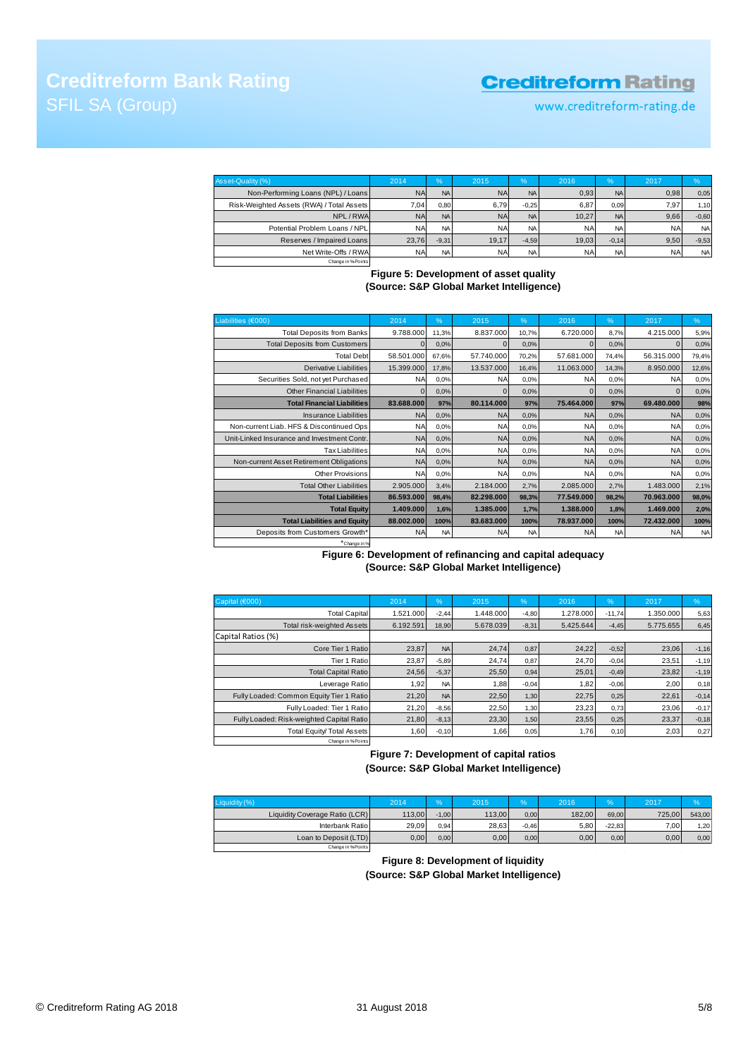| Asset-Quality (%) | 2014 | % | 2015 | % | 2016 | % | 2017 | % |
|---|---|---|---|---|---|---|---|---|
| Non-Performing Loans (NPL) / Loans | NA | NA | NA | NA | 0,93 | NA | 0,98 | 0,05 |
| Risk-Weighted Assets (RWA) / Total Assets | 7,04 | 0,80 | 6,79 | -0,25 | 6,87 | 0,09 | 7,97 | 1,10 |
| NPL / RWA | NA | NA | NA | NA | 10,27 | NA | 9,66 | -0,60 |
| Potential Problem Loans / NPL | NA | NA | NA | NA | NA | NA | NA | NA |
| Reserves / Impaired Loans | 23,76 | -9,31 | 19,17 | -4,59 | 19,03 | -0,14 | 9,50 | -9,53 |
| Net Write-Offs / RWA | NA | NA | NA | NA | NA | NA | NA | NA |
| Change in %-Points | | | | | | | | |

**Figure 5: Development of asset quality**
**(Source: S&P Global Market Intelligence)**

| Liabilities (€000) | 2014 | % | 2015 | % | 2016 | % | 2017 | % |
|---|---|---|---|---|---|---|---|---|
| Total Deposits from Banks | 9.788.000 | 11,3% | 8.837.000 | 10,7% | 6.720.000 | 8,7% | 4.215.000 | 5,9% |
| Total Deposits from Customers | 0 | 0,0% | 0 | 0,0% | 0 | 0,0% | 0 | 0,0% |
| Total Debt | 58.501.000 | 67,6% | 57.740.000 | 70,2% | 57.681.000 | 74,4% | 56.315.000 | 79,4% |
| Derivative Liabilities | 15.399.000 | 17,8% | 13.537.000 | 16,4% | 11.063.000 | 14,3% | 8.950.000 | 12,6% |
| Securities Sold, not yet Purchased | NA | 0,0% | NA | 0,0% | NA | 0,0% | NA | 0,0% |
| Other Financial Liabilities | 0 | 0,0% | 0 | 0,0% | 0 | 0,0% | 0 | 0,0% |
| **Total Financial Liabilities** | **83.688.000** | **97%** | **80.114.000** | **97%** | **75.464.000** | **97%** | **69.480.000** | **98%** |
| Insurance Liabilities | NA | 0,0% | NA | 0,0% | NA | 0,0% | NA | 0,0% |
| Non-current Liab. HFS & Discontinued Ops | NA | 0,0% | NA | 0,0% | NA | 0,0% | NA | 0,0% |
| Unit-Linked Insurance and Investment Contr. | NA | 0,0% | NA | 0,0% | NA | 0,0% | NA | 0,0% |
| Tax Liabilities | NA | 0,0% | NA | 0,0% | NA | 0,0% | NA | 0,0% |
| Non-current Asset Retirement Obligations | NA | 0,0% | NA | 0,0% | NA | 0,0% | NA | 0,0% |
| Other Provisions | NA | 0,0% | NA | 0,0% | NA | 0,0% | NA | 0,0% |
| Total Other Liabilities | 2.905.000 | 3,4% | 2.184.000 | 2,7% | 2.085.000 | 2,7% | 1.483.000 | 2,1% |
| **Total Liabilities** | **86.593.000** | **98,4%** | **82.298.000** | **98,3%** | **77.549.000** | **98,2%** | **70.963.000** | **98,0%** |
| **Total Equity** | **1.409.000** | **1,6%** | **1.385.000** | **1,7%** | **1.388.000** | **1,8%** | **1.469.000** | **2,0%** |
| **Total Liabilities and Equity** | **88.002.000** | **100%** | **83.683.000** | **100%** | **78.937.000** | **100%** | **72.432.000** | **100%** |
| Deposits from Customers Growth* | NA | NA | NA | NA | NA | NA | NA | NA |
| *Change in % | | | | | | | | |

**Figure 6: Development of refinancing and capital adequacy**
**(Source: S&P Global Market Intelligence)**

| Capital (€000) | 2014 | % | 2015 | % | 2016 | % | 2017 | % |
|---|---|---|---|---|---|---|---|---|
| Total Capital | 1.521.000 | -2,44 | 1.448.000 | -4,80 | 1.278.000 | -11,74 | 1.350.000 | 5,63 |
| Total risk-weighted Assets | 6.192.591 | 18,90 | 5.678.039 | -8,31 | 5.425.644 | -4,45 | 5.775.655 | 6,45 |
| Capital Ratios (%) | | | | | | | | |
| Core Tier 1 Ratio | 23,87 | NA | 24,74 | 0,87 | 24,22 | -0,52 | 23,06 | -1,16 |
| Tier 1 Ratio | 23,87 | -5,89 | 24,74 | 0,87 | 24,70 | -0,04 | 23,51 | -1,19 |
| Total Capital Ratio | 24,56 | -5,37 | 25,50 | 0,94 | 25,01 | -0,49 | 23,82 | -1,19 |
| Leverage Ratio | 1,92 | NA | 1,88 | -0,04 | 1,82 | -0,06 | 2,00 | 0,18 |
| Fully Loaded: Common Equity Tier 1 Ratio | 21,20 | NA | 22,50 | 1,30 | 22,75 | 0,25 | 22,61 | -0,14 |
| Fully Loaded: Tier 1 Ratio | 21,20 | -8,56 | 22,50 | 1,30 | 23,23 | 0,73 | 23,06 | -0,17 |
| Fully Loaded: Risk-weighted Capital Ratio | 21,80 | -8,13 | 23,30 | 1,50 | 23,55 | 0,25 | 23,37 | -0,18 |
| Total Equity/ Total Assets | 1,60 | -0,10 | 1,66 | 0,05 | 1,76 | 0,10 | 2,03 | 0,27 |
| Change in %-Points | | | | | | | | |

**Figure 7: Development of capital ratios**
**(Source: S&P Global Market Intelligence)**

| Liquidity (%) | 2014 | % | 2015 | % | 2016 | % | 2017 | % |
|---|---|---|---|---|---|---|---|---|
| Liquidity Coverage Ratio (LCR) | 113,00 | -1,00 | 113,00 | 0,00 | 182,00 | 69,00 | 725,00 | 543,00 |
| Interbank Ratio | 29,09 | 0,94 | 28,63 | -0,46 | 5,80 | -22,83 | 7,00 | 1,20 |
| Loan to Deposit (LTD) | 0,00 | 0,00 | 0,00 | 0,00 | 0,00 | 0,00 | 0,00 | 0,00 |
| Change in %-Points | | | | | | | | |

**Figure 8: Development of liquidity**
**(Source: S&P Global Market Intelligence)**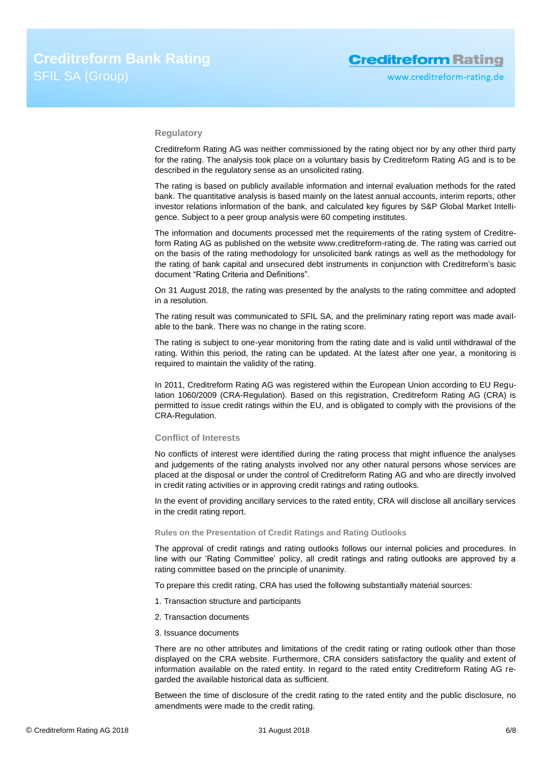### Regulatory

Creditreform Rating AG was neither commissioned by the rating object nor by any other third party for the rating. The analysis took place on a voluntary basis by Creditreform Rating AG and is to be described in the regulatory sense as an unsolicited rating.

The rating is based on publicly available information and internal evaluation methods for the rated bank. The quantitative analysis is based mainly on the latest annual accounts, interim reports, other investor relations information of the bank, and calculated key figures by S&P Global Market Intelligence. Subject to a peer group analysis were 60 competing institutes.

The information and documents processed met the requirements of the rating system of Creditreform Rating AG as published on the website www.creditreform-rating.de. The rating was carried out on the basis of the rating methodology for unsolicited bank ratings as well as the methodology for the rating of bank capital and unsecured debt instruments in conjunction with Creditreform's basic document "Rating Criteria and Definitions".

On 31 August 2018, the rating was presented by the analysts to the rating committee and adopted in a resolution.

The rating result was communicated to SFIL SA, and the preliminary rating report was made available to the bank. There was no change in the rating score.

The rating is subject to one-year monitoring from the rating date and is valid until withdrawal of the rating. Within this period, the rating can be updated. At the latest after one year, a monitoring is required to maintain the validity of the rating.

In 2011, Creditreform Rating AG was registered within the European Union according to EU Regulation 1060/2009 (CRA-Regulation). Based on this registration, Creditreform Rating AG (CRA) is permitted to issue credit ratings within the EU, and is obligated to comply with the provisions of the CRA-Regulation.

### Conflict of Interests

No conflicts of interest were identified during the rating process that might influence the analyses and judgements of the rating analysts involved nor any other natural persons whose services are placed at the disposal or under the control of Creditreform Rating AG and who are directly involved in credit rating activities or in approving credit ratings and rating outlooks.

In the event of providing ancillary services to the rated entity, CRA will disclose all ancillary services in the credit rating report.

#### Rules on the Presentation of Credit Ratings and Rating Outlooks

The approval of credit ratings and rating outlooks follows our internal policies and procedures. In line with our 'Rating Committee' policy, all credit ratings and rating outlooks are approved by a rating committee based on the principle of unanimity.

To prepare this credit rating, CRA has used the following substantially material sources:

1. Transaction structure and participants

2. Transaction documents

3. Issuance documents

There are no other attributes and limitations of the credit rating or rating outlook other than those displayed on the CRA website. Furthermore, CRA considers satisfactory the quality and extent of information available on the rated entity. In regard to the rated entity Creditreform Rating AG regarded the available historical data as sufficient.

Between the time of disclosure of the credit rating to the rated entity and the public disclosure, no amendments were made to the credit rating.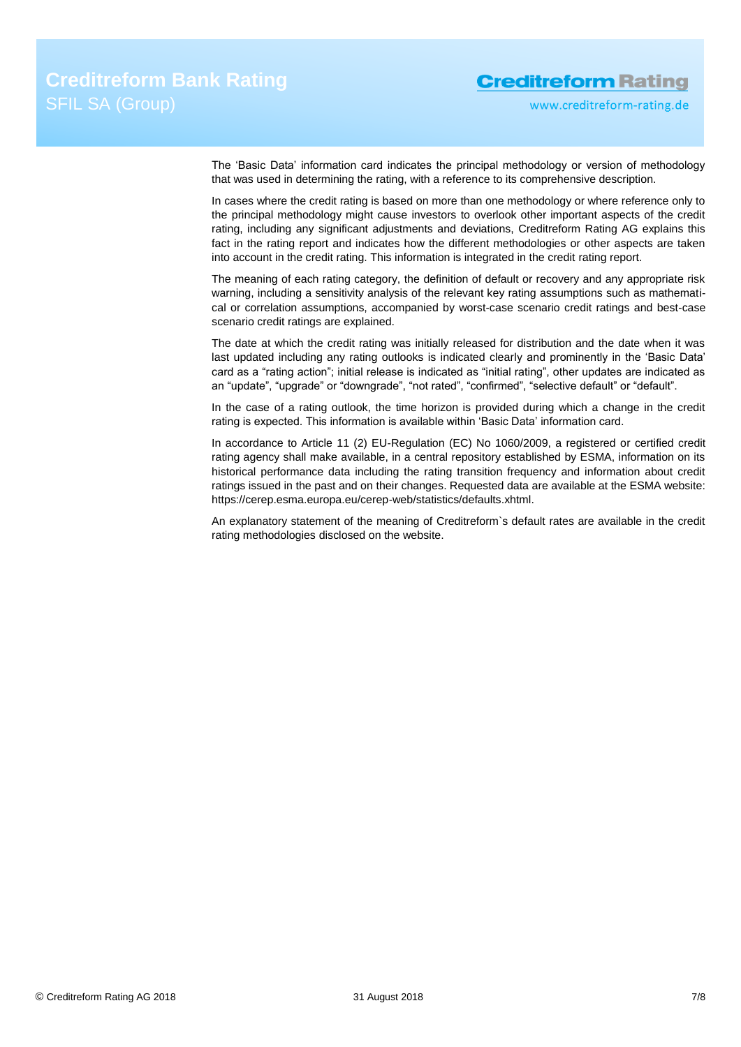The 'Basic Data' information card indicates the principal methodology or version of methodology that was used in determining the rating, with a reference to its comprehensive description.

In cases where the credit rating is based on more than one methodology or where reference only to the principal methodology might cause investors to overlook other important aspects of the credit rating, including any significant adjustments and deviations, Creditreform Rating AG explains this fact in the rating report and indicates how the different methodologies or other aspects are taken into account in the credit rating. This information is integrated in the credit rating report.

The meaning of each rating category, the definition of default or recovery and any appropriate risk warning, including a sensitivity analysis of the relevant key rating assumptions such as mathematical or correlation assumptions, accompanied by worst-case scenario credit ratings and best-case scenario credit ratings are explained.

The date at which the credit rating was initially released for distribution and the date when it was last updated including any rating outlooks is indicated clearly and prominently in the 'Basic Data' card as a "rating action"; initial release is indicated as "initial rating", other updates are indicated as an "update", "upgrade" or "downgrade", "not rated", "confirmed", "selective default" or "default".

In the case of a rating outlook, the time horizon is provided during which a change in the credit rating is expected. This information is available within 'Basic Data' information card.

In accordance to Article 11 (2) EU-Regulation (EC) No 1060/2009, a registered or certified credit rating agency shall make available, in a central repository established by ESMA, information on its historical performance data including the rating transition frequency and information about credit ratings issued in the past and on their changes. Requested data are available at the ESMA website: https://cerep.esma.europa.eu/cerep-web/statistics/defaults.xhtml.

An explanatory statement of the meaning of Creditreform`s default rates are available in the credit rating methodologies disclosed on the website.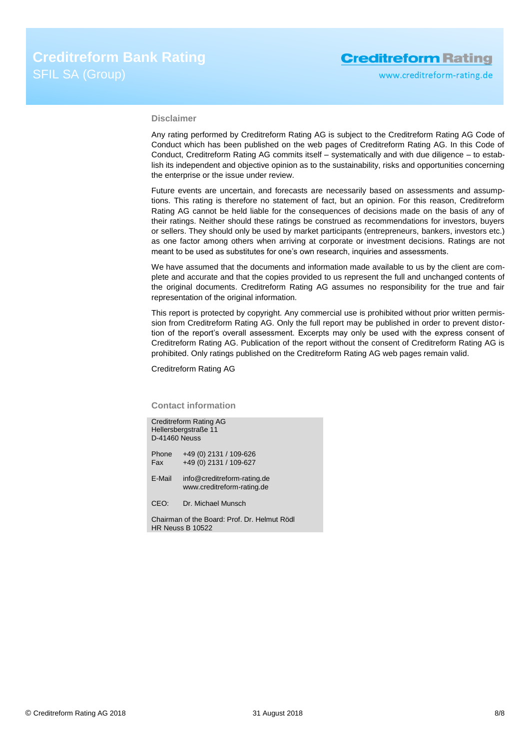## Disclaimer

Any rating performed by Creditreform Rating AG is subject to the Creditreform Rating AG Code of Conduct which has been published on the web pages of Creditreform Rating AG. In this Code of Conduct, Creditreform Rating AG commits itself – systematically and with due diligence – to establish its independent and objective opinion as to the sustainability, risks and opportunities concerning the enterprise or the issue under review.

Future events are uncertain, and forecasts are necessarily based on assessments and assumptions. This rating is therefore no statement of fact, but an opinion. For this reason, Creditreform Rating AG cannot be held liable for the consequences of decisions made on the basis of any of their ratings. Neither should these ratings be construed as recommendations for investors, buyers or sellers. They should only be used by market participants (entrepreneurs, bankers, investors etc.) as one factor among others when arriving at corporate or investment decisions. Ratings are not meant to be used as substitutes for one's own research, inquiries and assessments.

We have assumed that the documents and information made available to us by the client are complete and accurate and that the copies provided to us represent the full and unchanged contents of the original documents. Creditreform Rating AG assumes no responsibility for the true and fair representation of the original information.

This report is protected by copyright. Any commercial use is prohibited without prior written permission from Creditreform Rating AG. Only the full report may be published in order to prevent distortion of the report's overall assessment. Excerpts may only be used with the express consent of Creditreform Rating AG. Publication of the report without the consent of Creditreform Rating AG is prohibited. Only ratings published on the Creditreform Rating AG web pages remain valid.

Creditreform Rating AG

## Contact information

Creditreform Rating AG
Hellersbergstraße 11
D-41460 Neuss

Phone +49 (0) 2131 / 109-626
Fax +49 (0) 2131 / 109-627

E-Mail info@creditreform-rating.de
www.creditreform-rating.de

CEO: Dr. Michael Munsch

Chairman of the Board: Prof. Dr. Helmut Rödl
HR Neuss B 10522